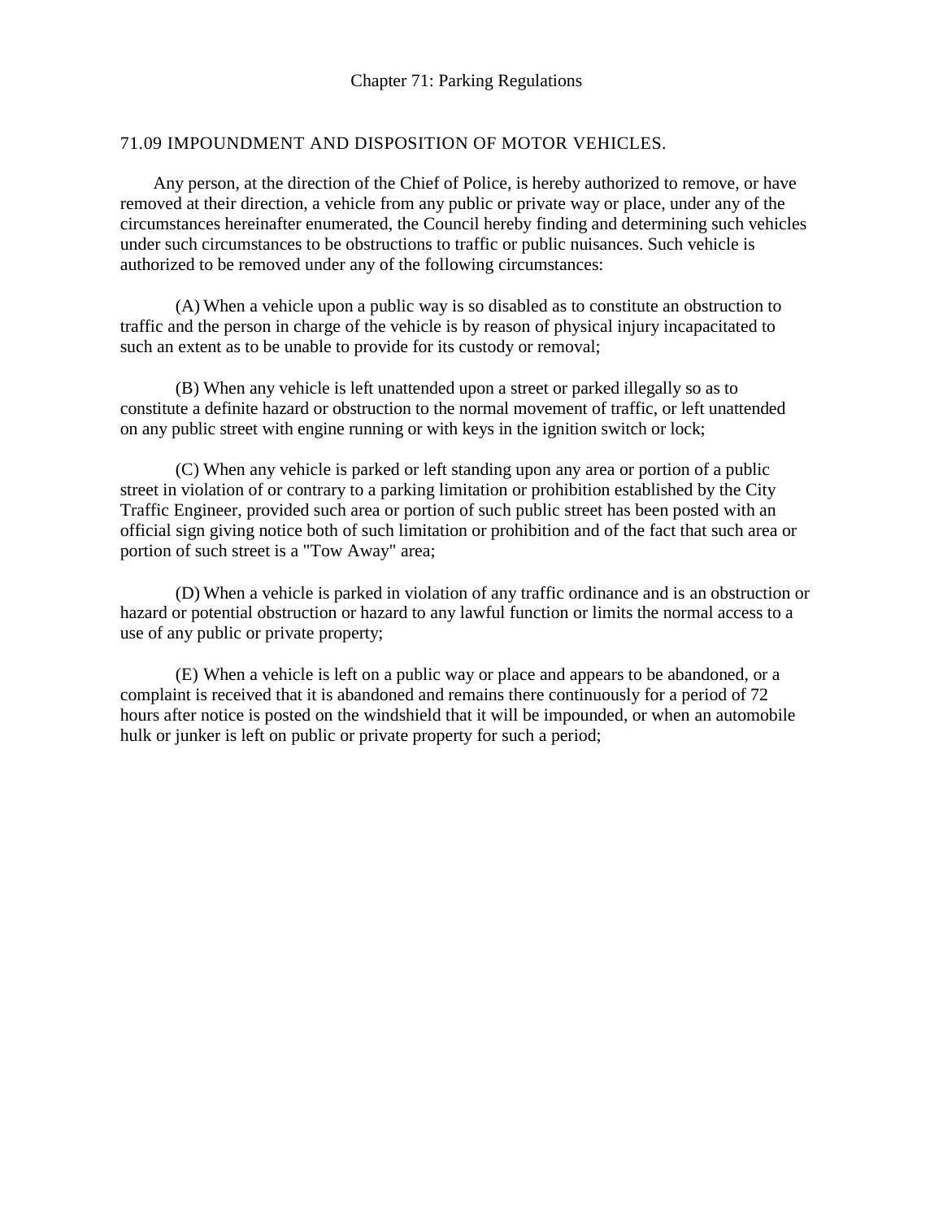# Chapter 71: Parking Regulations

## 71.09 IMPOUNDMENT AND DISPOSITION OF MOTOR VEHICLES.

Any person, at the direction of the Chief of Police, is hereby authorized to remove, or have removed at their direction, a vehicle from any public or private way or place, under any of the circumstances hereinafter enumerated, the Council hereby finding and determining such vehicles under such circumstances to be obstructions to traffic or public nuisances. Such vehicle is authorized to be removed under any of the following circumstances:

(A) When a vehicle upon a public way is so disabled as to constitute an obstruction to traffic and the person in charge of the vehicle is by reason of physical injury incapacitated to such an extent as to be unable to provide for its custody or removal;

(B) When any vehicle is left unattended upon a street or parked illegally so as to constitute a definite hazard or obstruction to the normal movement of traffic, or left unattended on any public street with engine running or with keys in the ignition switch or lock;

(C) When any vehicle is parked or left standing upon any area or portion of a public street in violation of or contrary to a parking limitation or prohibition established by the City Traffic Engineer, provided such area or portion of such public street has been posted with an official sign giving notice both of such limitation or prohibition and of the fact that such area or portion of such street is a "Tow Away" area;

(D) When a vehicle is parked in violation of any traffic ordinance and is an obstruction or hazard or potential obstruction or hazard to any lawful function or limits the normal access to a use of any public or private property;

(E) When a vehicle is left on a public way or place and appears to be abandoned, or a complaint is received that it is abandoned and remains there continuously for a period of 72 hours after notice is posted on the windshield that it will be impounded, or when an automobile hulk or junker is left on public or private property for such a period;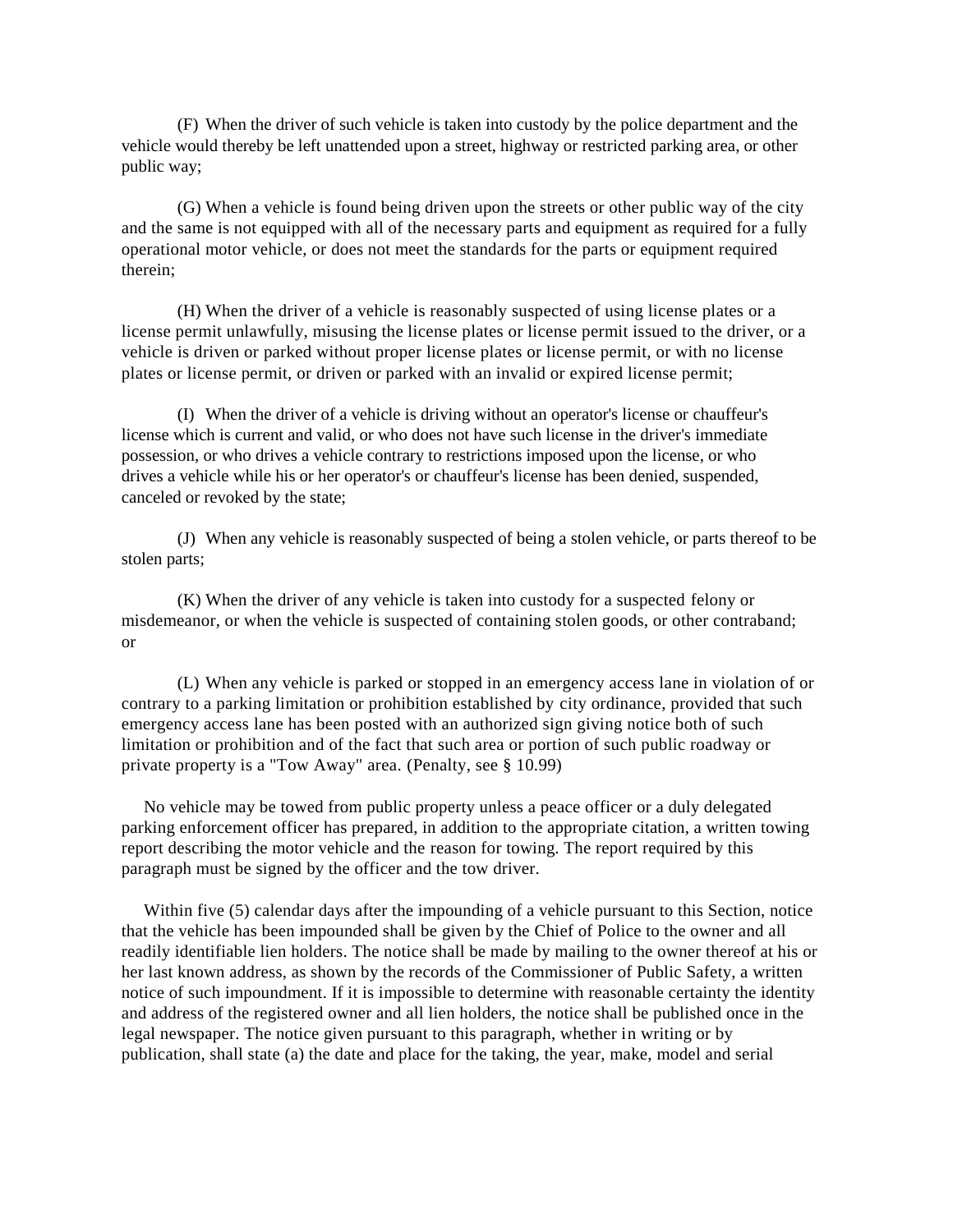(F) When the driver of such vehicle is taken into custody by the police department and the vehicle would thereby be left unattended upon a street, highway or restricted parking area, or other public way;

(G) When a vehicle is found being driven upon the streets or other public way of the city and the same is not equipped with all of the necessary parts and equipment as required for a fully operational motor vehicle, or does not meet the standards for the parts or equipment required therein;

(H) When the driver of a vehicle is reasonably suspected of using license plates or a license permit unlawfully, misusing the license plates or license permit issued to the driver, or a vehicle is driven or parked without proper license plates or license permit, or with no license plates or license permit, or driven or parked with an invalid or expired license permit;

(I) When the driver of a vehicle is driving without an operator's license or chauffeur's license which is current and valid, or who does not have such license in the driver's immediate possession, or who drives a vehicle contrary to restrictions imposed upon the license, or who drives a vehicle while his or her operator's or chauffeur's license has been denied, suspended, canceled or revoked by the state;

(J) When any vehicle is reasonably suspected of being a stolen vehicle, or parts thereof to be stolen parts;

(K) When the driver of any vehicle is taken into custody for a suspected felony or misdemeanor, or when the vehicle is suspected of containing stolen goods, or other contraband; or

(L) When any vehicle is parked or stopped in an emergency access lane in violation of or contrary to a parking limitation or prohibition established by city ordinance, provided that such emergency access lane has been posted with an authorized sign giving notice both of such limitation or prohibition and of the fact that such area or portion of such public roadway or private property is a "Tow Away" area. (Penalty, see § 10.99)

No vehicle may be towed from public property unless a peace officer or a duly delegated parking enforcement officer has prepared, in addition to the appropriate citation, a written towing report describing the motor vehicle and the reason for towing. The report required by this paragraph must be signed by the officer and the tow driver.

Within five (5) calendar days after the impounding of a vehicle pursuant to this Section, notice that the vehicle has been impounded shall be given by the Chief of Police to the owner and all readily identifiable lien holders. The notice shall be made by mailing to the owner thereof at his or her last known address, as shown by the records of the Commissioner of Public Safety, a written notice of such impoundment. If it is impossible to determine with reasonable certainty the identity and address of the registered owner and all lien holders, the notice shall be published once in the legal newspaper. The notice given pursuant to this paragraph, whether in writing or by publication, shall state (a) the date and place for the taking, the year, make, model and serial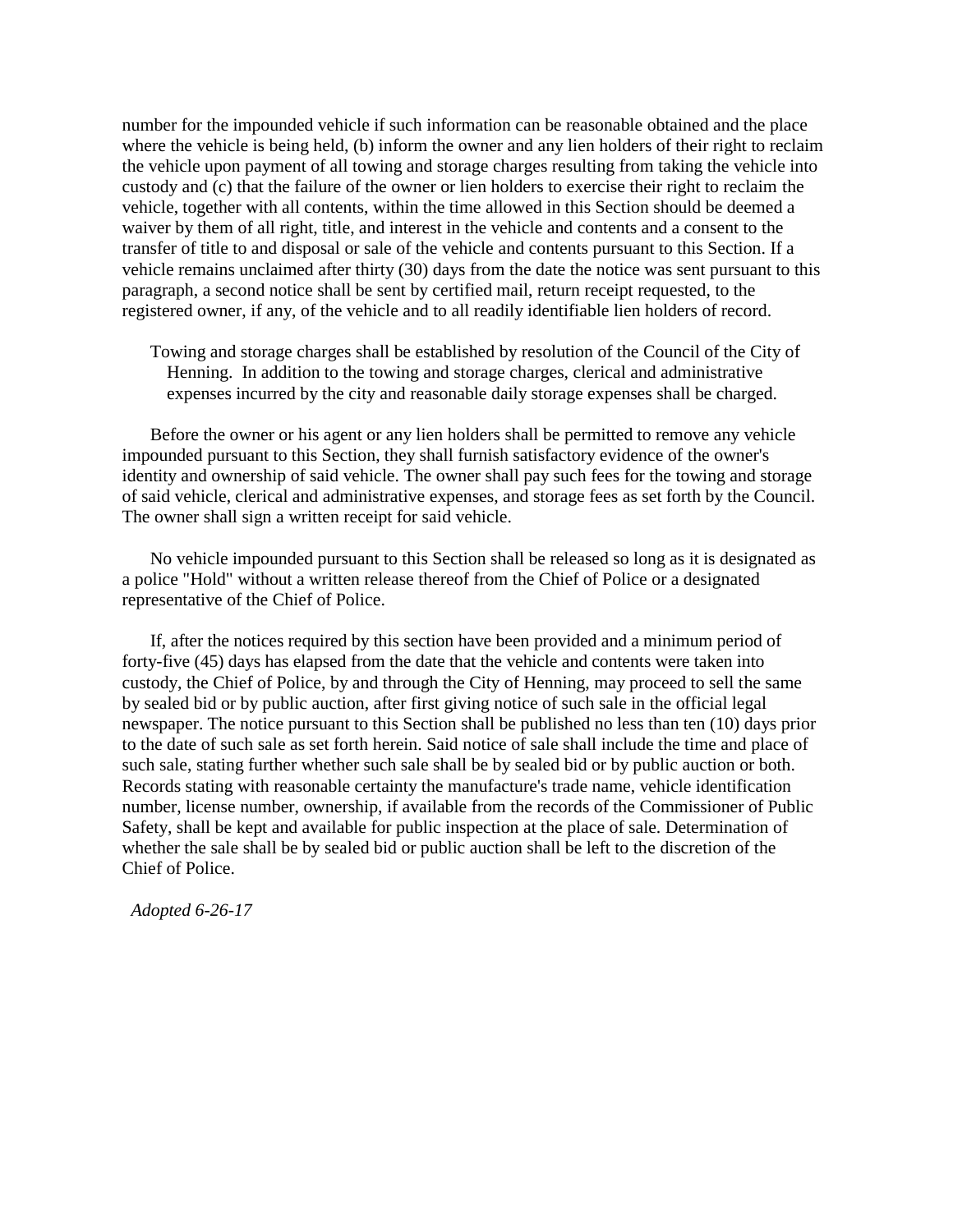number for the impounded vehicle if such information can be reasonable obtained and the place where the vehicle is being held, (b) inform the owner and any lien holders of their right to reclaim the vehicle upon payment of all towing and storage charges resulting from taking the vehicle into custody and (c) that the failure of the owner or lien holders to exercise their right to reclaim the vehicle, together with all contents, within the time allowed in this Section should be deemed a waiver by them of all right, title, and interest in the vehicle and contents and a consent to the transfer of title to and disposal or sale of the vehicle and contents pursuant to this Section. If a vehicle remains unclaimed after thirty (30) days from the date the notice was sent pursuant to this paragraph, a second notice shall be sent by certified mail, return receipt requested, to the registered owner, if any, of the vehicle and to all readily identifiable lien holders of record.

Towing and storage charges shall be established by resolution of the Council of the City of Henning. In addition to the towing and storage charges, clerical and administrative expenses incurred by the city and reasonable daily storage expenses shall be charged.

Before the owner or his agent or any lien holders shall be permitted to remove any vehicle impounded pursuant to this Section, they shall furnish satisfactory evidence of the owner's identity and ownership of said vehicle. The owner shall pay such fees for the towing and storage of said vehicle, clerical and administrative expenses, and storage fees as set forth by the Council. The owner shall sign a written receipt for said vehicle.

No vehicle impounded pursuant to this Section shall be released so long as it is designated as a police "Hold" without a written release thereof from the Chief of Police or a designated representative of the Chief of Police.

If, after the notices required by this section have been provided and a minimum period of forty-five (45) days has elapsed from the date that the vehicle and contents were taken into custody, the Chief of Police, by and through the City of Henning, may proceed to sell the same by sealed bid or by public auction, after first giving notice of such sale in the official legal newspaper. The notice pursuant to this Section shall be published no less than ten (10) days prior to the date of such sale as set forth herein. Said notice of sale shall include the time and place of such sale, stating further whether such sale shall be by sealed bid or by public auction or both. Records stating with reasonable certainty the manufacture's trade name, vehicle identification number, license number, ownership, if available from the records of the Commissioner of Public Safety, shall be kept and available for public inspection at the place of sale. Determination of whether the sale shall be by sealed bid or public auction shall be left to the discretion of the Chief of Police.

*Adopted 6-26-17*